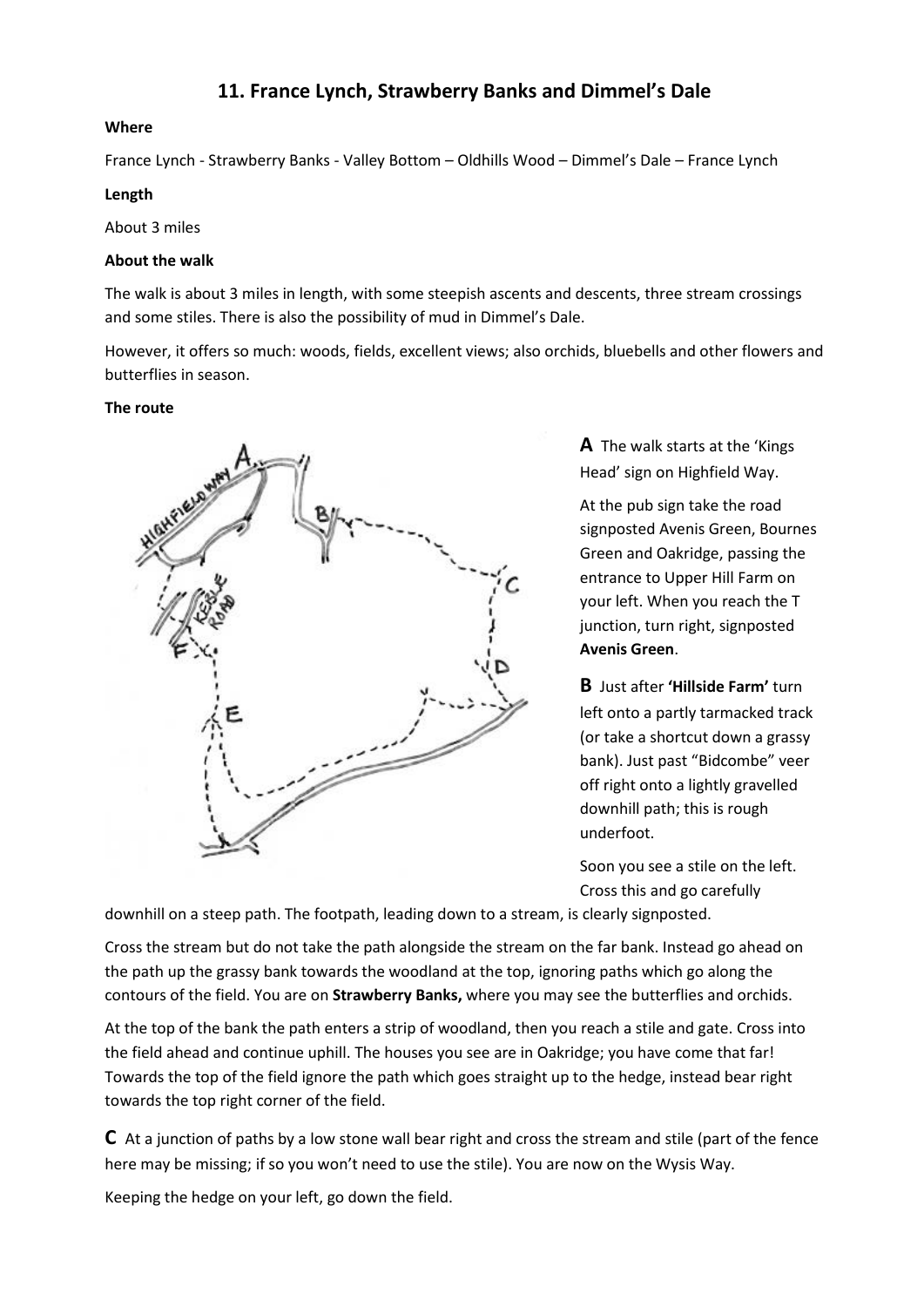# 11. France Lynch, Strawberry Banks and Dimmel's Dale

**Where**

France Lynch - Strawberry Banks - Valley Bottom – Oldhills Wood – Dimmel's Dale – France Lynch

**Length**

About 3 miles

**About the walk**

The walk is about 3 miles in length, with some steepish ascents and descents, three stream crossings and some stiles. There is also the possibility of mud in Dimmel's Dale.

However, it offers so much: woods, fields, excellent views; also orchids, bluebells and other flowers and butterflies in season.

**The route**

**A** The walk starts at the 'Kings Head' sign on Highfield Way.

At the pub sign take the road signposted Avenis Green, Bournes Green and Oakridge, passing the entrance to Upper Hill Farm on your left. When you reach the T junction, turn right, signposted **Avenis Green**.

**B** Just after **'Hillside Farm'** turn left onto a partly tarmacked track (or take a shortcut down a grassy bank). Just past "Bidcombe" veer off right onto a lightly gravelled downhill path; this is rough underfoot.

Soon you see a stile on the left. Cross this and go carefully downhill on a steep path. The footpath, leading down to a stream, is clearly signposted.

Cross the stream but do not take the path alongside the stream on the far bank. Instead go ahead on the path up the grassy bank towards the woodland at the top, ignoring paths which go along the contours of the field. You are on **Strawberry Banks,** where you may see the butterflies and orchids.

At the top of the bank the path enters a strip of woodland, then you reach a stile and gate. Cross into the field ahead and continue uphill. The houses you see are in Oakridge; you have come that far! Towards the top of the field ignore the path which goes straight up to the hedge, instead bear right towards the top right corner of the field.

**C** At a junction of paths by a low stone wall bear right and cross the stream and stile (part of the fence here may be missing; if so you won't need to use the stile). You are now on the Wysis Way.

Keeping the hedge on your left, go down the field.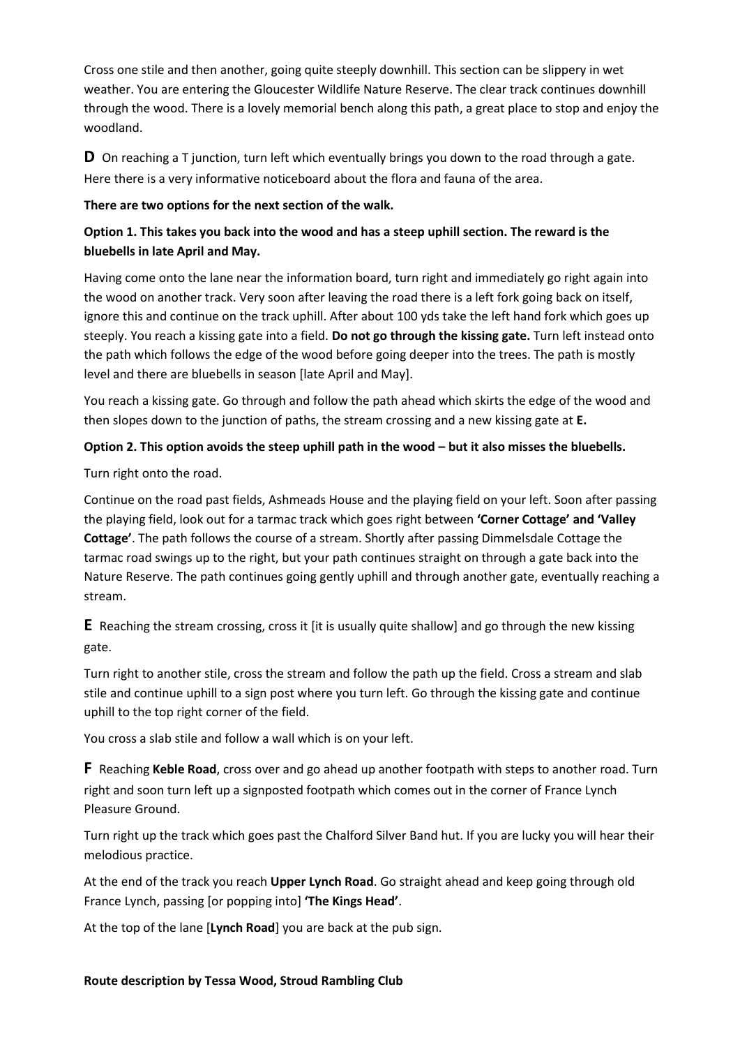Cross one stile and then another, going quite steeply downhill. This section can be slippery in wet weather. You are entering the Gloucester Wildlife Nature Reserve. The clear track continues downhill through the wood. There is a lovely memorial bench along this path, a great place to stop and enjoy the woodland.

**D** On reaching a T junction, turn left which eventually brings you down to the road through a gate. Here there is a very informative noticeboard about the flora and fauna of the area.

**There are two options for the next section of the walk.**

**Option 1. This takes you back into the wood and has a steep uphill section. The reward is the bluebells in late April and May.**

Having come onto the lane near the information board, turn right and immediately go right again into the wood on another track. Very soon after leaving the road there is a left fork going back on itself, ignore this and continue on the track uphill. After about 100 yds take the left hand fork which goes up steeply. You reach a kissing gate into a field. **Do not go through the kissing gate.** Turn left instead onto the path which follows the edge of the wood before going deeper into the trees. The path is mostly level and there are bluebells in season [late April and May].

You reach a kissing gate. Go through and follow the path ahead which skirts the edge of the wood and then slopes down to the junction of paths, the stream crossing and a new kissing gate at **E.**

**Option 2. This option avoids the steep uphill path in the wood – but it also misses the bluebells.**

Turn right onto the road.

Continue on the road past fields, Ashmeads House and the playing field on your left. Soon after passing the playing field, look out for a tarmac track which goes right between **'Corner Cottage' and 'Valley Cottage'**. The path follows the course of a stream. Shortly after passing Dimmelsdale Cottage the tarmac road swings up to the right, but your path continues straight on through a gate back into the Nature Reserve. The path continues going gently uphill and through another gate, eventually reaching a stream.

**E** Reaching the stream crossing, cross it [it is usually quite shallow] and go through the new kissing gate.

Turn right to another stile, cross the stream and follow the path up the field. Cross a stream and slab stile and continue uphill to a sign post where you turn left. Go through the kissing gate and continue uphill to the top right corner of the field.

You cross a slab stile and follow a wall which is on your left.

**F** Reaching **Keble Road**, cross over and go ahead up another footpath with steps to another road. Turn right and soon turn left up a signposted footpath which comes out in the corner of France Lynch Pleasure Ground.

Turn right up the track which goes past the Chalford Silver Band hut. If you are lucky you will hear their melodious practice.

At the end of the track you reach **Upper Lynch Road**. Go straight ahead and keep going through old France Lynch, passing [or popping into] **'The Kings Head'**.

At the top of the lane [**Lynch Road**] you are back at the pub sign.

**Route description by Tessa Wood, Stroud Rambling Club**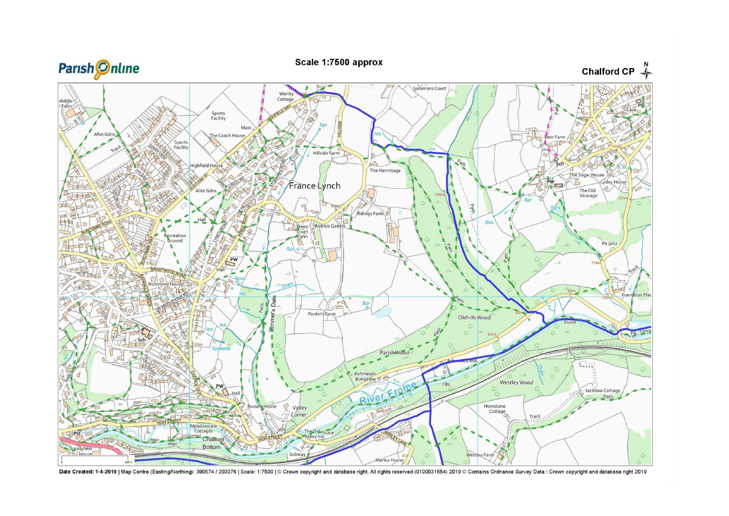Parish Online

Scale 1:7500 approx

Chalford CP

N

Date Created: 1-4-2019 | Map Centre (Easting/Northing): 390574 / 203076 | Scale: 1:7500 | © Crown copyright and database right. All rights reserved (0100031654) 2019 © Contains Ordnance Survey Data : Crown copyright and database right 2019